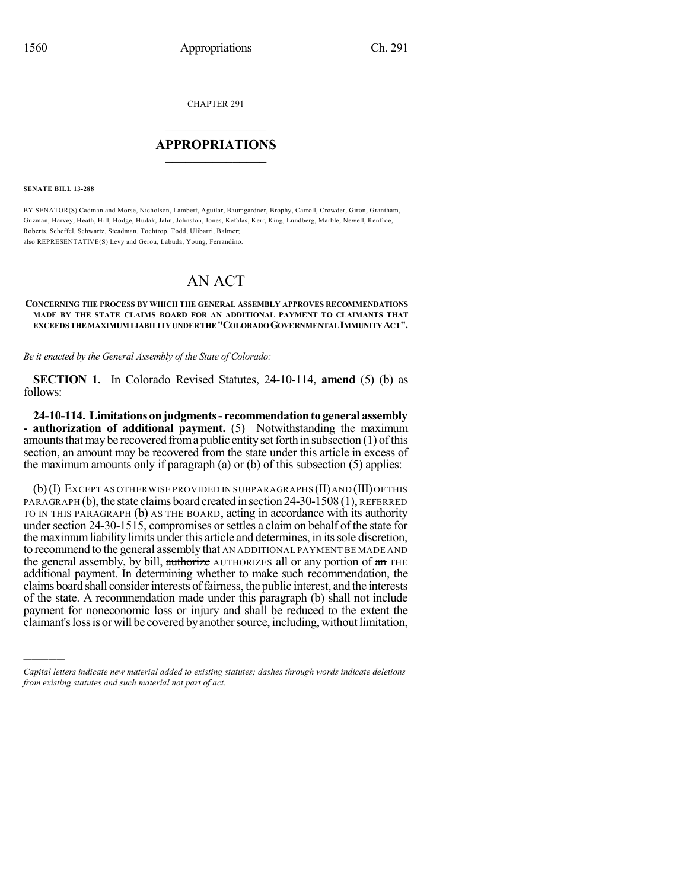CHAPTER 291

# APPROPRIATIONS

**SENATE BILL 13-288**

BY SENATOR(S) Cadman and Morse, Nicholson, Lambert, Aguilar, Baumgardner, Brophy, Carroll, Crowder, Giron, Grantham, Guzman, Harvey, Heath, Hill, Hodge, Hudak, Jahn, Johnston, Jones, Kefalas, Kerr, King, Lundberg, Marble, Newell, Renfroe, Roberts, Scheffel, Schwartz, Steadman, Tochtrop, Todd, Ulibarri, Balmer;
also REPRESENTATIVE(S) Levy and Gerou, Labuda, Young, Ferrandino.

# AN ACT

**CONCERNING THE PROCESS BY WHICH THE GENERAL ASSEMBLY APPROVES RECOMMENDATIONS MADE BY THE STATE CLAIMS BOARD FOR AN ADDITIONAL PAYMENT TO CLAIMANTS THAT EXCEEDS THE MAXIMUM LIABILITY UNDER THE "COLORADO GOVERNMENTAL IMMUNITY ACT".**

*Be it enacted by the General Assembly of the State of Colorado:*

**SECTION 1.** In Colorado Revised Statutes, 24-10-114, **amend** (5) (b) as follows:

**24-10-114. Limitations on judgments - recommendation to general assembly - authorization of additional payment.** (5) Notwithstanding the maximum amounts that may be recovered from a public entity set forth in subsection (1) of this section, an amount may be recovered from the state under this article in excess of the maximum amounts only if paragraph (a) or (b) of this subsection (5) applies:

(b) (I) EXCEPT AS OTHERWISE PROVIDED IN SUBPARAGRAPHS (II) AND (III) OF THIS PARAGRAPH (b), the state claims board created in section 24-30-1508 (1), REFERRED TO IN THIS PARAGRAPH (b) AS THE BOARD, acting in accordance with its authority under section 24-30-1515, compromises or settles a claim on behalf of the state for the maximum liability limits under this article and determines, in its sole discretion, to recommend to the general assembly that AN ADDITIONAL PAYMENT BE MADE AND the general assembly, by bill, ~~authorize~~ AUTHORIZES all or any portion of ~~an~~ THE additional payment. In determining whether to make such recommendation, the ~~claims~~ board shall consider interests of fairness, the public interest, and the interests of the state. A recommendation made under this paragraph (b) shall not include payment for noneconomic loss or injury and shall be reduced to the extent the claimant's loss is or will be covered by another source, including, without limitation,

---

*Capital letters indicate new material added to existing statutes; dashes through words indicate deletions from existing statutes and such material not part of act.*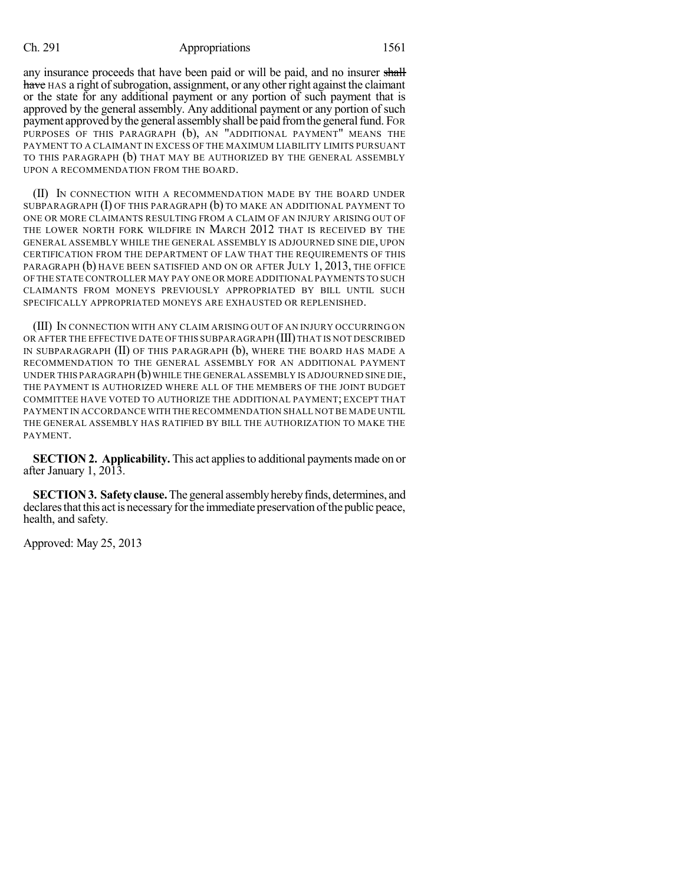any insurance proceeds that have been paid or will be paid, and no insurer ~~shall have~~ HAS a right of subrogation, assignment, or any other right against the claimant or the state for any additional payment or any portion of such payment that is approved by the general assembly. Any additional payment or any portion of such payment approved by the general assembly shall be paid from the general fund. FOR PURPOSES OF THIS PARAGRAPH (b), AN "ADDITIONAL PAYMENT" MEANS THE PAYMENT TO A CLAIMANT IN EXCESS OF THE MAXIMUM LIABILITY LIMITS PURSUANT TO THIS PARAGRAPH (b) THAT MAY BE AUTHORIZED BY THE GENERAL ASSEMBLY UPON A RECOMMENDATION FROM THE BOARD.

(II) IN CONNECTION WITH A RECOMMENDATION MADE BY THE BOARD UNDER SUBPARAGRAPH (I) OF THIS PARAGRAPH (b) TO MAKE AN ADDITIONAL PAYMENT TO ONE OR MORE CLAIMANTS RESULTING FROM A CLAIM OF AN INJURY ARISING OUT OF THE LOWER NORTH FORK WILDFIRE IN MARCH 2012 THAT IS RECEIVED BY THE GENERAL ASSEMBLY WHILE THE GENERAL ASSEMBLY IS ADJOURNED SINE DIE, UPON CERTIFICATION FROM THE DEPARTMENT OF LAW THAT THE REQUIREMENTS OF THIS PARAGRAPH (b) HAVE BEEN SATISFIED AND ON OR AFTER JULY 1, 2013, THE OFFICE OF THE STATE CONTROLLER MAY PAY ONE OR MORE ADDITIONAL PAYMENTS TO SUCH CLAIMANTS FROM MONEYS PREVIOUSLY APPROPRIATED BY BILL UNTIL SUCH SPECIFICALLY APPROPRIATED MONEYS ARE EXHAUSTED OR REPLENISHED.

(III) IN CONNECTION WITH ANY CLAIM ARISING OUT OF AN INJURY OCCURRING ON OR AFTER THE EFFECTIVE DATE OF THIS SUBPARAGRAPH (III) THAT IS NOT DESCRIBED IN SUBPARAGRAPH (II) OF THIS PARAGRAPH (b), WHERE THE BOARD HAS MADE A RECOMMENDATION TO THE GENERAL ASSEMBLY FOR AN ADDITIONAL PAYMENT UNDER THIS PARAGRAPH (b) WHILE THE GENERAL ASSEMBLY IS ADJOURNED SINE DIE, THE PAYMENT IS AUTHORIZED WHERE ALL OF THE MEMBERS OF THE JOINT BUDGET COMMITTEE HAVE VOTED TO AUTHORIZE THE ADDITIONAL PAYMENT; EXCEPT THAT PAYMENT IN ACCORDANCE WITH THE RECOMMENDATION SHALL NOT BE MADE UNTIL THE GENERAL ASSEMBLY HAS RATIFIED BY BILL THE AUTHORIZATION TO MAKE THE PAYMENT.

**SECTION 2. Applicability.** This act applies to additional payments made on or after January 1, 2013.

**SECTION 3. Safety clause.** The general assembly hereby finds, determines, and declares that this act is necessary for the immediate preservation of the public peace, health, and safety.

Approved: May 25, 2013